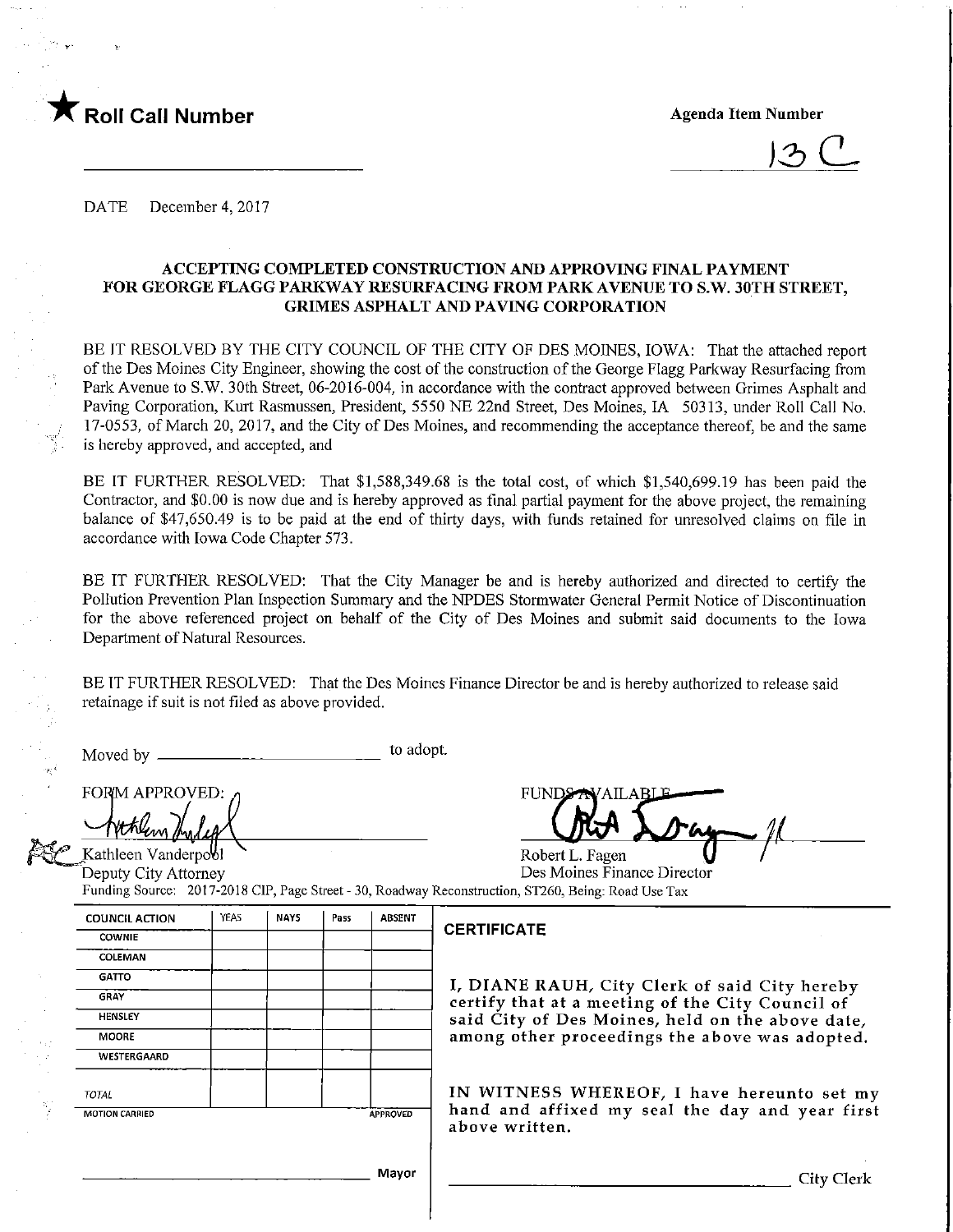★ **Roll Call Number**

**Agenda Item Number**

13 C

DATE December 4, 2017

### ACCEPTING COMPLETED CONSTRUCTION AND APPROVING FINAL PAYMENT FOR GEORGE FLAGG PARKWAY RESURFACING FROM PARK AVENUE TO S.W. 30TH STREET, GRIMES ASPHALT AND PAVING CORPORATION

BE IT RESOLVED BY THE CITY COUNCIL OF THE CITY OF DES MOINES, IOWA: That the attached report of the Des Moines City Engineer, showing the cost of the construction of the George Flagg Parkway Resurfacing from Park Avenue to S.W. 30th Street, 06-2016-004, in accordance with the contract approved between Grimes Asphalt and Paving Corporation, Kurt Rasmussen, President, 5550 NE 22nd Street, Des Moines, IA 50313, under Roll Call No. 17-0553, of March 20, 2017, and the City of Des Moines, and recommending the acceptance thereof, be and the same is hereby approved, and accepted, and

BE IT FURTHER RESOLVED: That $1,588,349.68 is the total cost, of which $1,540,699.19 has been paid the Contractor, and $0.00 is now due and is hereby approved as final partial payment for the above project, the remaining balance of $47,650.49 is to be paid at the end of thirty days, with funds retained for unresolved claims on file in accordance with Iowa Code Chapter 573.

BE IT FURTHER RESOLVED: That the City Manager be and is hereby authorized and directed to certify the Pollution Prevention Plan Inspection Summary and the NPDES Stormwater General Permit Notice of Discontinuation for the above referenced project on behalf of the City of Des Moines and submit said documents to the Iowa Department of Natural Resources.

BE IT FURTHER RESOLVED: That the Des Moines Finance Director be and is hereby authorized to release said retainage if suit is not filed as above provided.

Moved by ______________________ to adopt.

FORM APPROVED:

Kathleen Vanderpool
Deputy City Attorney

FUNDS AVAILABLE

Robert L. Fagen
Des Moines Finance Director

Funding Source: 2017-2018 CIP, Page Street - 30, Roadway Reconstruction, ST260, Being: Road Use Tax

| COUNCIL ACTION | YEAS | NAYS | Pass | ABSENT |
|---|---|---|---|---|
| COWNIE | | | | |
| COLEMAN | | | | |
| GATTO | | | | |
| GRAY | | | | |
| HENSLEY | | | | |
| MOORE | | | | |
| WESTERGAARD | | | | |
| TOTAL | | | | |
| MOTION CARRIED | | | | APPROVED |

______________________ Mayor

**CERTIFICATE**

I, DIANE RAUH, City Clerk of said City hereby certify that at a meeting of the City Council of said City of Des Moines, held on the above date, among other proceedings the above was adopted.

IN WITNESS WHEREOF, I have hereunto set my hand and affixed my seal the day and year first above written.

______________________ City Clerk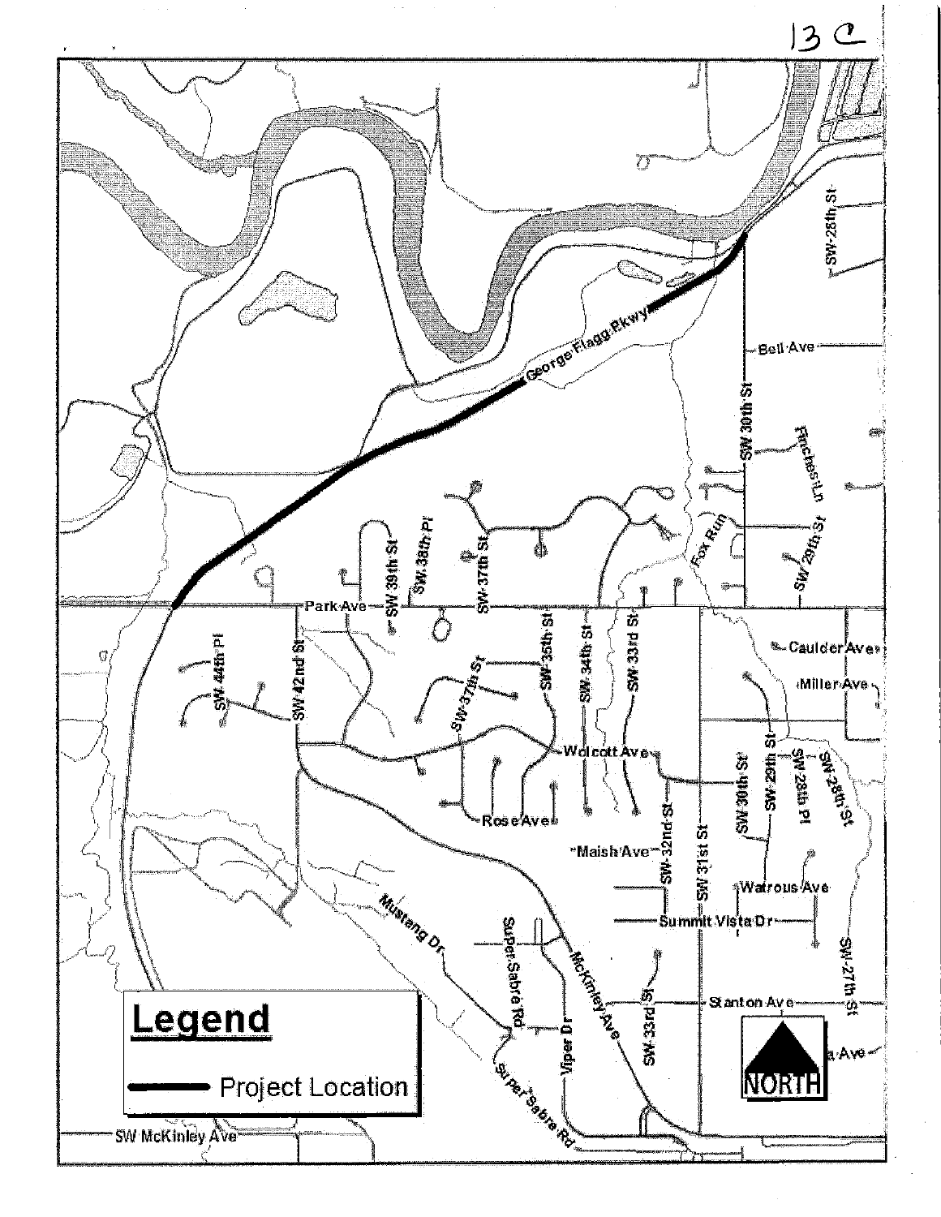13 C

George Flagg Pkwy
Park Ave
SW 39th St
SW 38th Pl
SW 37th St
Fox Run
SW 30th St
SW 29th St
Finchers Ln
Bell Ave
SW 28th St
SW 44th Pl
SW 42nd St
SW 37th St
SW 35th St
SW 34th St
SW 33rd St
Caulder Ave
Miller Ave
Wolcott Ave
Rose Ave
Maish Ave
SW 32nd St
SW 31st St
SW 30th St
SW 29th St
SW 28th Pl
SW 28th St
Watrous Ave
Summit Vista Dr
SW 27th St
Mustang Dr
Super Sabre Rd
Viper Dr
McKinley Ave
SW 33rd St
Stanton Ave
Super Sabre Rd
SW McKinley Ave

**Legend**

Project Location

NORTH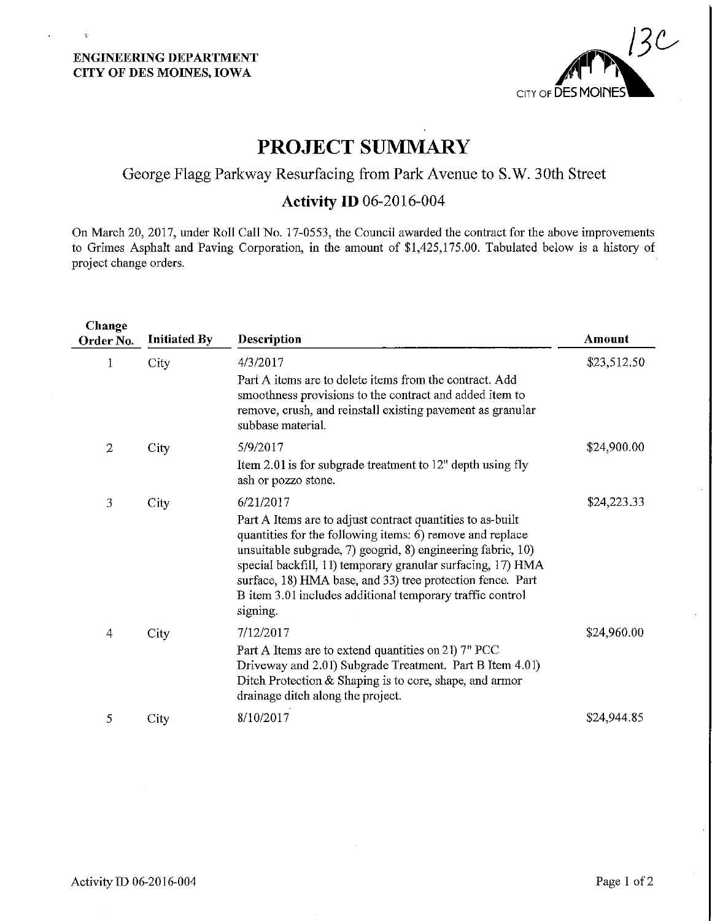**ENGINEERING DEPARTMENT**
**CITY OF DES MOINES, IOWA**

13C

# PROJECT SUMMARY

## George Flagg Parkway Resurfacing from Park Avenue to S.W. 30th Street

### Activity ID 06-2016-004

On March 20, 2017, under Roll Call No. 17-0553, the Council awarded the contract for the above improvements to Grimes Asphalt and Paving Corporation, in the amount of $1,425,175.00. Tabulated below is a history of project change orders.

| Change Order No. | Initiated By | Description | Amount |
|---|---|---|---|
| 1 | City | 4/3/2017<br>Part A items are to delete items from the contract. Add smoothness provisions to the contract and added item to remove, crush, and reinstall existing pavement as granular subbase material. | $23,512.50 |
| 2 | City | 5/9/2017<br>Item 2.01 is for subgrade treatment to 12" depth using fly ash or pozzo stone. | $24,900.00 |
| 3 | City | 6/21/2017<br>Part A Items are to adjust contract quantities to as-built quantities for the following items: 6) remove and replace unsuitable subgrade, 7) geogrid, 8) engineering fabric, 10) special backfill, 11) temporary granular surfacing, 17) HMA surface, 18) HMA base, and 33) tree protection fence. Part B item 3.01 includes additional temporary traffic control signing. | $24,223.33 |
| 4 | City | 7/12/2017<br>Part A Items are to extend quantities on 21) 7" PCC Driveway and 2.01) Subgrade Treatment. Part B Item 4.01) Ditch Protection & Shaping is to core, shape, and armor drainage ditch along the project. | $24,960.00 |
| 5 | City | 8/10/2017 | $24,944.85 |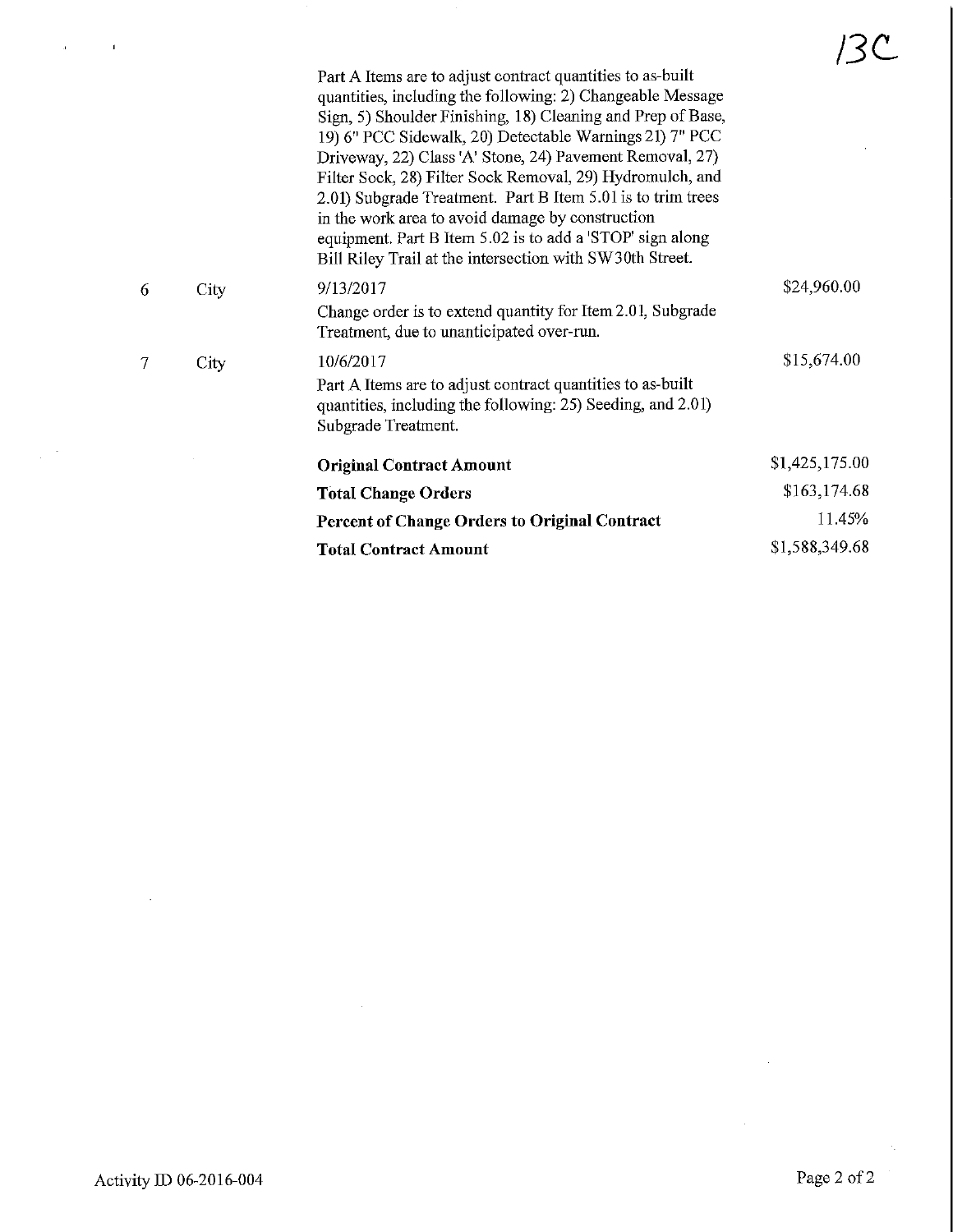13C

| | | | |
|---|---|---|---|
| | | Part A Items are to adjust contract quantities to as-built quantities, including the following: 2) Changeable Message Sign, 5) Shoulder Finishing, 18) Cleaning and Prep of Base, 19) 6" PCC Sidewalk, 20) Detectable Warnings 21) 7" PCC Driveway, 22) Class 'A' Stone, 24) Pavement Removal, 27) Filter Sock, 28) Filter Sock Removal, 29) Hydromulch, and 2.01) Subgrade Treatment. Part B Item 5.01 is to trim trees in the work area to avoid damage by construction equipment. Part B Item 5.02 is to add a 'STOP' sign along Bill Riley Trail at the intersection with SW30th Street. | |
| 6 | City | 9/13/2017<br>Change order is to extend quantity for Item 2.01, Subgrade Treatment, due to unanticipated over-run. | $24,960.00 |
| 7 | City | 10/6/2017<br>Part A Items are to adjust contract quantities to as-built quantities, including the following: 25) Seeding, and 2.01) Subgrade Treatment. | $15,674.00 |
| | | **Original Contract Amount** | $1,425,175.00 |
| | | **Total Change Orders** | $163,174.68 |
| | | **Percent of Change Orders to Original Contract** | 11.45% |
| | | **Total Contract Amount** | $1,588,349.68 |

Activity ID 06-2016-004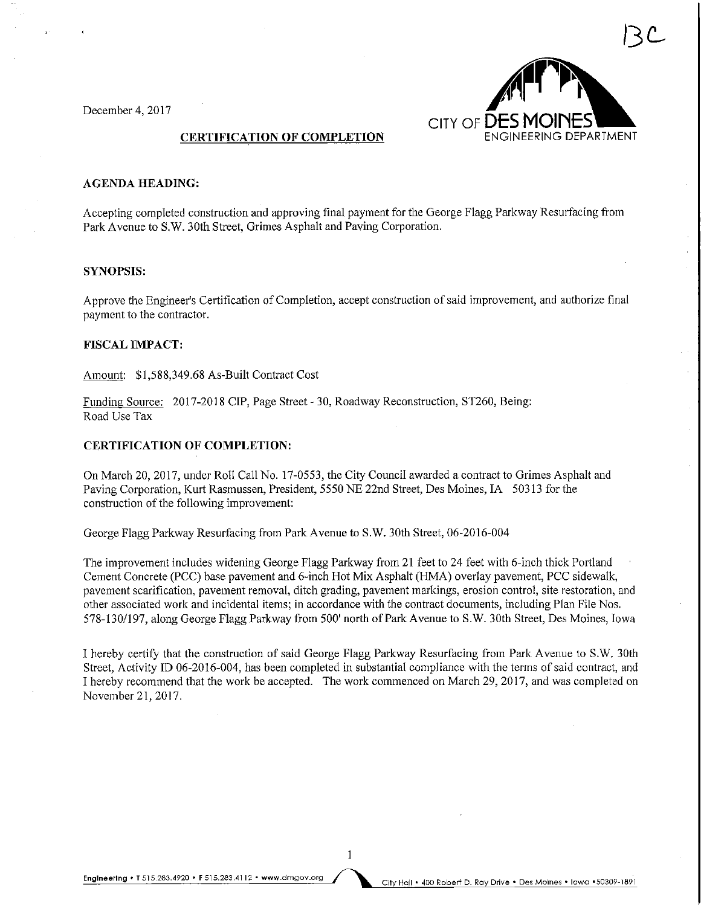13C

December 4, 2017

CITY OF DES MOINES
ENGINEERING DEPARTMENT

**CERTIFICATION OF COMPLETION**

**AGENDA HEADING:**

Accepting completed construction and approving final payment for the George Flagg Parkway Resurfacing from Park Avenue to S.W. 30th Street, Grimes Asphalt and Paving Corporation.

**SYNOPSIS:**

Approve the Engineer's Certification of Completion, accept construction of said improvement, and authorize final payment to the contractor.

**FISCAL IMPACT:**

Amount: $1,588,349.68 As-Built Contract Cost

Funding Source: 2017-2018 CIP, Page Street - 30, Roadway Reconstruction, ST260, Being: Road Use Tax

**CERTIFICATION OF COMPLETION:**

On March 20, 2017, under Roll Call No. 17-0553, the City Council awarded a contract to Grimes Asphalt and Paving Corporation, Kurt Rasmussen, President, 5550 NE 22nd Street, Des Moines, IA 50313 for the construction of the following improvement:

George Flagg Parkway Resurfacing from Park Avenue to S.W. 30th Street, 06-2016-004

The improvement includes widening George Flagg Parkway from 21 feet to 24 feet with 6-inch thick Portland Cement Concrete (PCC) base pavement and 6-inch Hot Mix Asphalt (HMA) overlay pavement, PCC sidewalk, pavement scarification, pavement removal, ditch grading, pavement markings, erosion control, site restoration, and other associated work and incidental items; in accordance with the contract documents, including Plan File Nos. 578-130/197, along George Flagg Parkway from 500' north of Park Avenue to S.W. 30th Street, Des Moines, Iowa

I hereby certify that the construction of said George Flagg Parkway Resurfacing from Park Avenue to S.W. 30th Street, Activity ID 06-2016-004, has been completed in substantial compliance with the terms of said contract, and I hereby recommend that the work be accepted. The work commenced on March 29, 2017, and was completed on November 21, 2017.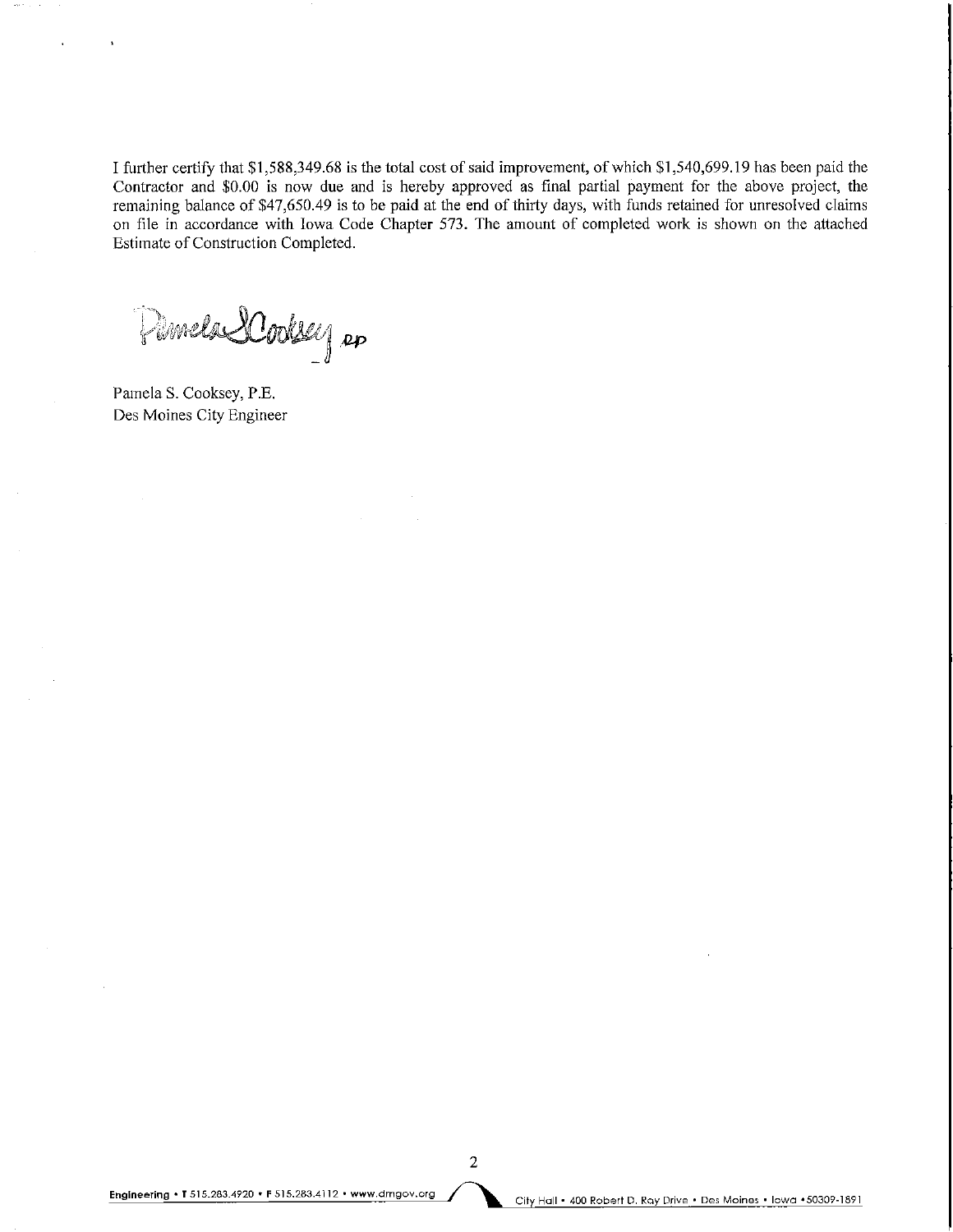I further certify that $1,588,349.68 is the total cost of said improvement, of which $1,540,699.19 has been paid the Contractor and $0.00 is now due and is hereby approved as final partial payment for the above project, the remaining balance of $47,650.49 is to be paid at the end of thirty days, with funds retained for unresolved claims on file in accordance with Iowa Code Chapter 573. The amount of completed work is shown on the attached Estimate of Construction Completed.

Pamela S. Cooksey, P.E.
Des Moines City Engineer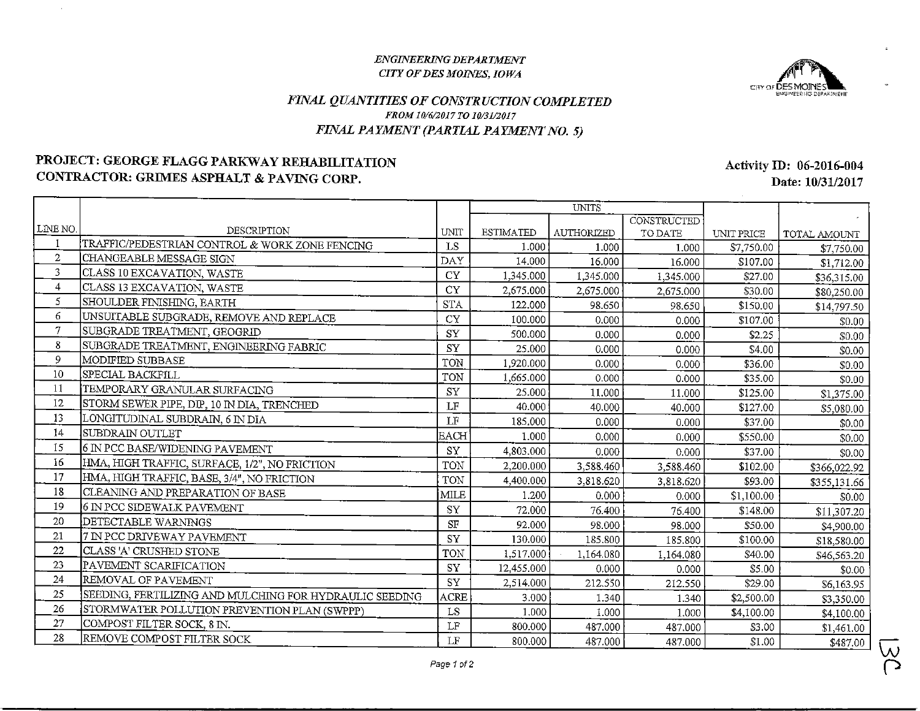*ENGINEERING DEPARTMENT*
*CITY OF DES MOINES, IOWA*

## *FINAL QUANTITIES OF CONSTRUCTION COMPLETED*

*FROM 10/6/2017 TO 10/31/2017*

*FINAL PAYMENT (PARTIAL PAYMENT NO. 5)*

**PROJECT: GEORGE FLAGG PARKWAY REHABILITATION**
**CONTRACTOR: GRIMES ASPHALT & PAVING CORP.**

**Activity ID: 06-2016-004**
**Date: 10/31/2017**

| LINE NO. | DESCRIPTION | UNIT | UNITS | | | UNIT PRICE | TOTAL AMOUNT |
|---|---|---|---|---|---|---|---|
| | | | ESTIMATED | AUTHORIZED | CONSTRUCTED TO DATE | | |
| 1 | TRAFFIC/PEDESTRIAN CONTROL & WORK ZONE FENCING | LS | 1.000 | 1.000 | 1.000 | $7,750.00 | $7,750.00 |
| 2 | CHANGEABLE MESSAGE SIGN | DAY | 14.000 | 16.000 | 16.000 | $107.00 | $1,712.00 |
| 3 | CLASS 10 EXCAVATION, WASTE | CY | 1,345.000 | 1,345.000 | 1,345.000 | $27.00 | $36,315.00 |
| 4 | CLASS 13 EXCAVATION, WASTE | CY | 2,675.000 | 2,675.000 | 2,675.000 | $30.00 | $80,250.00 |
| 5 | SHOULDER FINISHING, EARTH | STA | 122.000 | 98.650 | 98.650 | $150.00 | $14,797.50 |
| 6 | UNSUITABLE SUBGRADE, REMOVE AND REPLACE | CY | 100.000 | 0.000 | 0.000 | $107.00 | $0.00 |
| 7 | SUBGRADE TREATMENT, GEOGRID | SY | 500.000 | 0.000 | 0.000 | $2.25 | $0.00 |
| 8 | SUBGRADE TREATMENT, ENGINEERING FABRIC | SY | 25.000 | 0.000 | 0.000 | $4.00 | $0.00 |
| 9 | MODIFIED SUBBASE | TON | 1,920.000 | 0.000 | 0.000 | $36.00 | $0.00 |
| 10 | SPECIAL BACKFILL | TON | 1,665.000 | 0.000 | 0.000 | $35.00 | $0.00 |
| 11 | TEMPORARY GRANULAR SURFACING | SY | 25.000 | 11.000 | 11.000 | $125.00 | $1,375.00 |
| 12 | STORM SEWER PIPE, DIP, 10 IN DIA, TRENCHED | LF | 40.000 | 40.000 | 40.000 | $127.00 | $5,080.00 |
| 13 | LONGITUDINAL SUBDRAIN, 6 IN DIA | LF | 185.000 | 0.000 | 0.000 | $37.00 | $0.00 |
| 14 | SUBDRAIN OUTLET | EACH | 1.000 | 0.000 | 0.000 | $550.00 | $0.00 |
| 15 | 6 IN PCC BASE/WIDENING PAVEMENT | SY | 4,803.000 | 0.000 | 0.000 | $37.00 | $0.00 |
| 16 | HMA, HIGH TRAFFIC, SURFACE, 1/2", NO FRICTION | TON | 2,200.000 | 3,588.460 | 3,588.460 | $102.00 | $366,022.92 |
| 17 | HMA, HIGH TRAFFIC, BASE, 3/4", NO FRICTION | TON | 4,400.000 | 3,818.620 | 3,818.620 | $93.00 | $355,131.66 |
| 18 | CLEANING AND PREPARATION OF BASE | MILE | 1.200 | 0.000 | 0.000 | $1,100.00 | $0.00 |
| 19 | 6 IN PCC SIDEWALK PAVEMENT | SY | 72.000 | 76.400 | 76.400 | $148.00 | $11,307.20 |
| 20 | DETECTABLE WARNINGS | SF | 92.000 | 98.000 | 98.000 | $50.00 | $4,900.00 |
| 21 | 7 IN PCC DRIVEWAY PAVEMENT | SY | 130.000 | 185.800 | 185.800 | $100.00 | $18,580.00 |
| 22 | CLASS 'A' CRUSHED STONE | TON | 1,517.000 | 1,164.080 | 1,164.080 | $40.00 | $46,563.20 |
| 23 | PAVEMENT SCARIFICATION | SY | 12,455.000 | 0.000 | 0.000 | $5.00 | $0.00 |
| 24 | REMOVAL OF PAVEMENT | SY | 2,514.000 | 212.550 | 212.550 | $29.00 | $6,163.95 |
| 25 | SEEDING, FERTILIZING AND MULCHING FOR HYDRAULIC SEEDING | ACRE | 3.000 | 1.340 | 1.340 | $2,500.00 | $3,350.00 |
| 26 | STORMWATER POLLUTION PREVENTION PLAN (SWPPP) | LS | 1.000 | 1.000 | 1.000 | $4,100.00 | $4,100.00 |
| 27 | COMPOST FILTER SOCK, 8 IN. | LF | 800.000 | 487.000 | 487.000 | $3.00 | $1,461.00 |
| 28 | REMOVE COMPOST FILTER SOCK | LF | 800.000 | 487.000 | 487.000 | $1.00 | $487.00 |

3C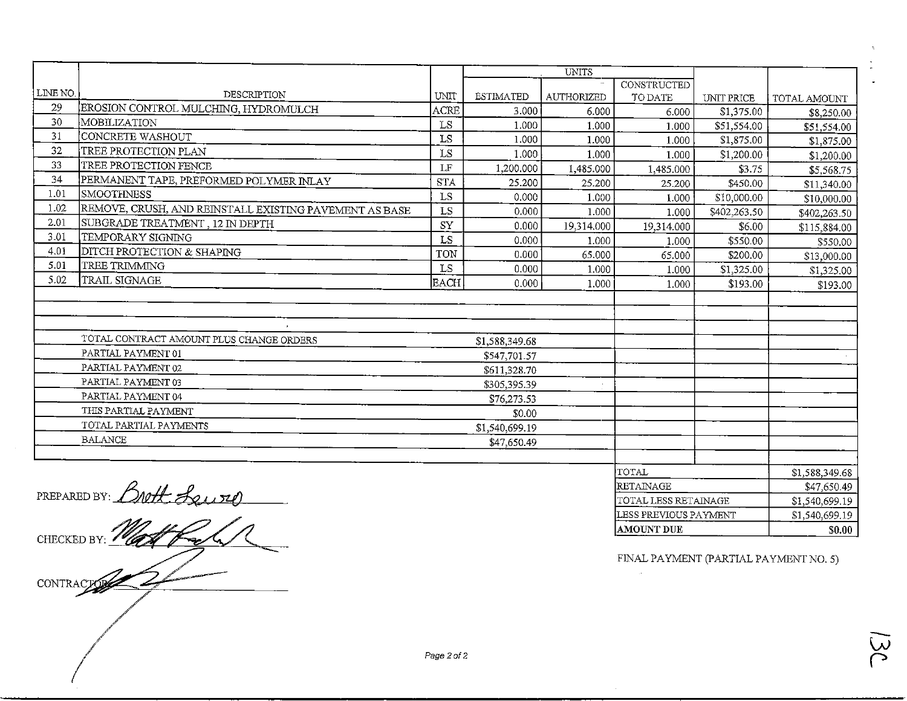| LINE NO. | DESCRIPTION | UNIT | UNITS | | | UNIT PRICE | TOTAL AMOUNT |
|---|---|---|---|---|---|---|---|
| | | | ESTIMATED | AUTHORIZED | CONSTRUCTED TO DATE | | |
| 29 | EROSION CONTROL MULCHING, HYDROMULCH | ACRE | 3.000 | 6.000 | 6.000 | $1,375.00 | $8,250.00 |
| 30 | MOBILIZATION | LS | 1.000 | 1.000 | 1.000 | $51,554.00 | $51,554.00 |
| 31 | CONCRETE WASHOUT | LS | 1.000 | 1.000 | 1.000 | $1,875.00 | $1,875.00 |
| 32 | TREE PROTECTION PLAN | LS | 1.000 | 1.000 | 1.000 | $1,200.00 | $1,200.00 |
| 33 | TREE PROTECTION FENCE | LF | 1,200.000 | 1,485.000 | 1,485.000 | $3.75 | $5,568.75 |
| 34 | PERMANENT TAPE, PREFORMED POLYMER INLAY | STA | 25.200 | 25.200 | 25.200 | $450.00 | $11,340.00 |
| 1.01 | SMOOTHNESS | LS | 0.000 | 1.000 | 1.000 | $10,000.00 | $10,000.00 |
| 1.02 | REMOVE, CRUSH, AND REINSTALL EXISTING PAVEMENT AS BASE | LS | 0.000 | 1.000 | 1.000 | $402,263.50 | $402,263.50 |
| 2.01 | SUBGRADE TREATMENT , 12 IN DEPTH | SY | 0.000 | 19,314.000 | 19,314.000 | $6.00 | $115,884.00 |
| 3.01 | TEMPORARY SIGNING | LS | 0.000 | 1.000 | 1.000 | $550.00 | $550.00 |
| 4.01 | DITCH PROTECTION & SHAPING | TON | 0.000 | 65.000 | 65.000 | $200.00 | $13,000.00 |
| 5.01 | TREE TRIMMING | LS | 0.000 | 1.000 | 1.000 | $1,325.00 | $1,325.00 |
| 5.02 | TRAIL SIGNAGE | EACH | 0.000 | 1.000 | 1.000 | $193.00 | $193.00 |

| | |
|---|---|
| TOTAL CONTRACT AMOUNT PLUS CHANGE ORDERS | $1,588,349.68 |
| PARTIAL PAYMENT 01 | $547,701.57 |
| PARTIAL PAYMENT 02 | $611,328.70 |
| PARTIAL PAYMENT 03 | $305,395.39 |
| PARTIAL PAYMENT 04 | $76,273.53 |
| THIS PARTIAL PAYMENT | $0.00 |
| TOTAL PARTIAL PAYMENTS | $1,540,699.19 |
| BALANCE | $47,650.49 |

| | |
|---|---|
| TOTAL | $1,588,349.68 |
| RETAINAGE | $47,650.49 |
| TOTAL LESS RETAINAGE | $1,540,699.19 |
| LESS PREVIOUS PAYMENT | $1,540,699.19 |
| **AMOUNT DUE** | **$0.00** |

FINAL PAYMENT (PARTIAL PAYMENT NO. 5)

PREPARED BY: Brett Lewis

CHECKED BY: Matt Rush

CONTRACTOR:

13C